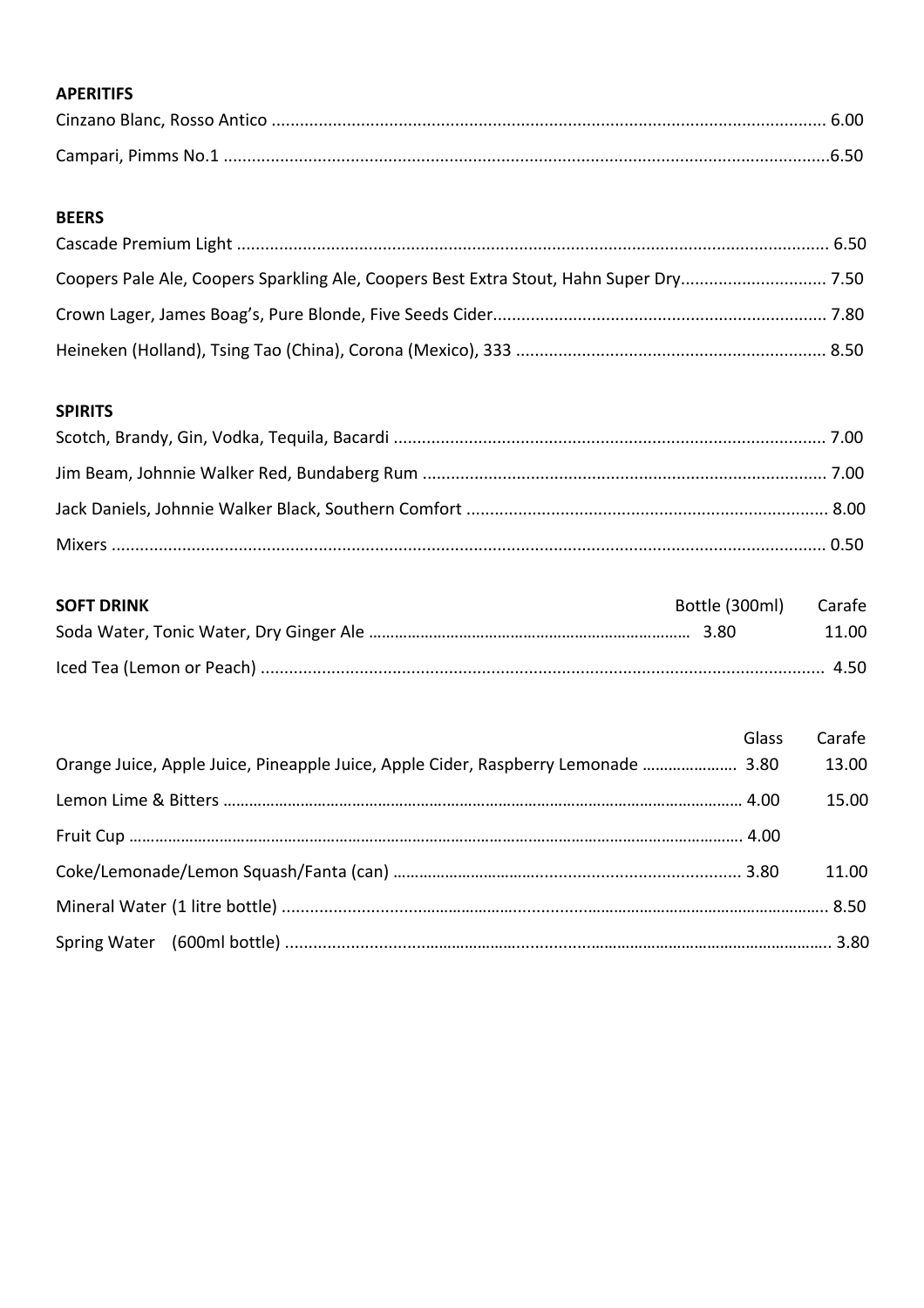## APERITIFS

| Item | Price |
|---|---|
| Cinzano Blanc, Rosso Antico | 6.00 |
| Campari, Pimms No.1 | 6.50 |

## BEERS

| Item | Price |
|---|---|
| Cascade Premium Light | 6.50 |
| Coopers Pale Ale, Coopers Sparkling Ale, Coopers Best Extra Stout, Hahn Super Dry | 7.50 |
| Crown Lager, James Boag's, Pure Blonde, Five Seeds Cider | 7.80 |
| Heineken (Holland), Tsing Tao (China), Corona (Mexico), 333 | 8.50 |

## SPIRITS

| Item | Price |
|---|---|
| Scotch, Brandy, Gin, Vodka, Tequila, Bacardi | 7.00 |
| Jim Beam, Johnnie Walker Red, Bundaberg Rum | 7.00 |
| Jack Daniels, Johnnie Walker Black, Southern Comfort | 8.00 |
| Mixers | 0.50 |

## SOFT DRINK

| Item | Bottle (300ml) | Carafe |
|---|---|---|
| Soda Water, Tonic Water, Dry Ginger Ale | 3.80 | 11.00 |
| Iced Tea (Lemon or Peach) | | 4.50 |

| Item | Glass | Carafe |
|---|---|---|
| Orange Juice, Apple Juice, Pineapple Juice, Apple Cider, Raspberry Lemonade | 3.80 | 13.00 |
| Lemon Lime & Bitters | 4.00 | 15.00 |
| Fruit Cup | 4.00 | |
| Coke/Lemonade/Lemon Squash/Fanta (can) | 3.80 | 11.00 |
| Mineral Water (1 litre bottle) | | 8.50 |
| Spring Water (600ml bottle) | | 3.80 |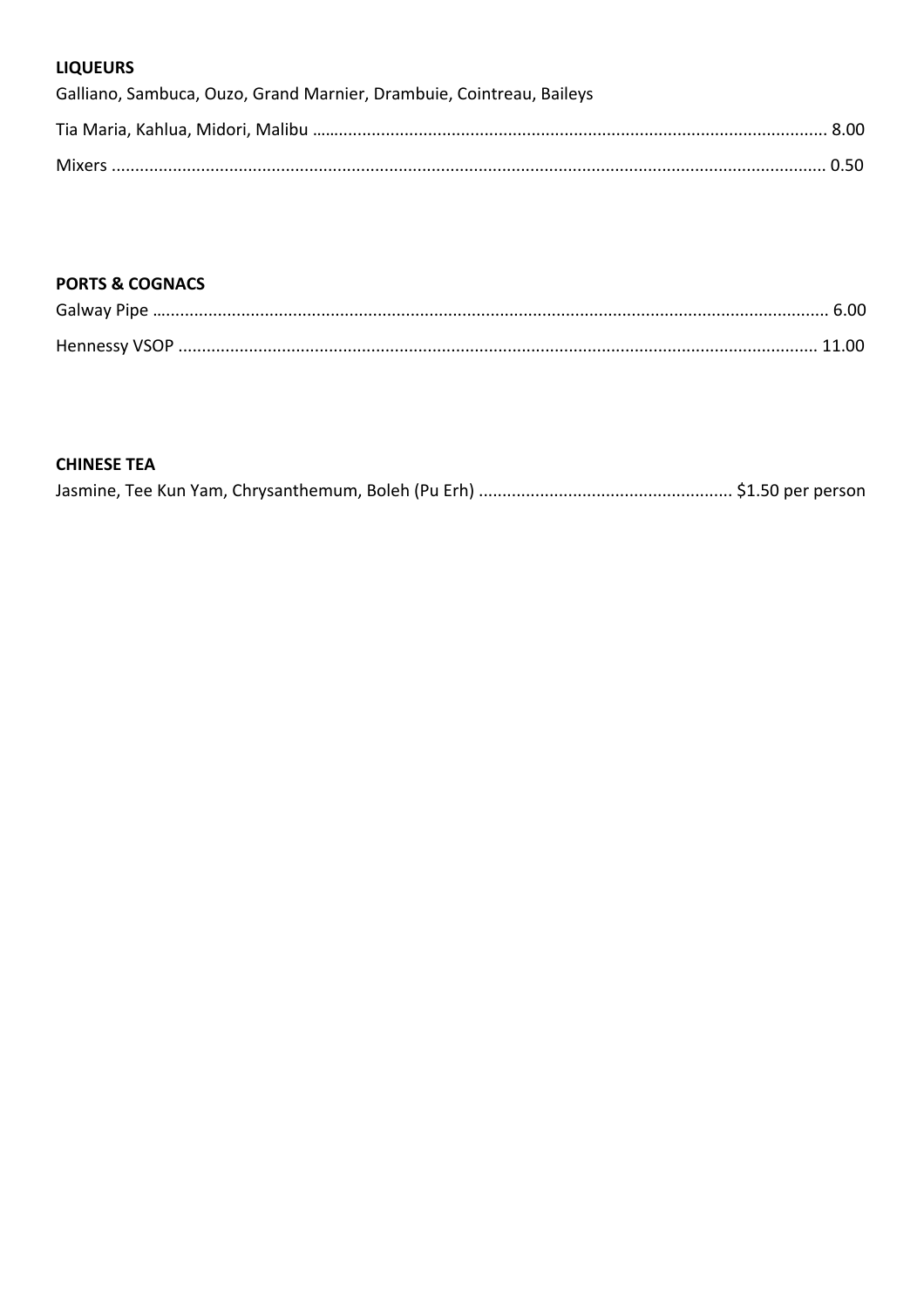**LIQUEURS**

Galliano, Sambuca, Ouzo, Grand Marnier, Drambuie, Cointreau, Baileys

Tia Maria, Kahlua, Midori, Malibu ........................................ 8.00

Mixers ........................................ 0.50

**PORTS & COGNACS**

Galway Pipe ........................................ 6.00

Hennessy VSOP ........................................ 11.00

**CHINESE TEA**

Jasmine, Tee Kun Yam, Chrysanthemum, Boleh (Pu Erh) ........................................ $1.50 per person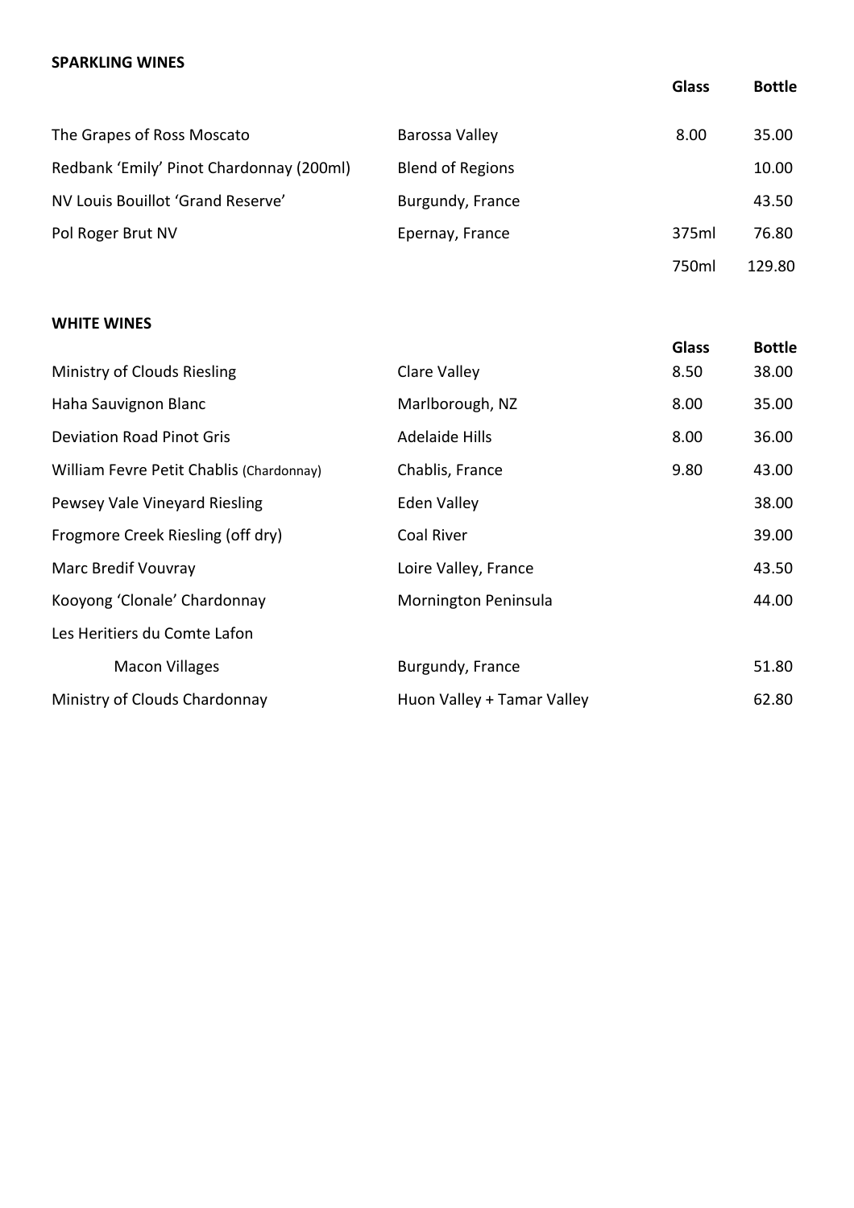**SPARKLING WINES**

| | | Glass | Bottle |
|---|---|---|---|
| The Grapes of Ross Moscato | Barossa Valley | 8.00 | 35.00 |
| Redbank 'Emily' Pinot Chardonnay (200ml) | Blend of Regions | | 10.00 |
| NV Louis Bouillot 'Grand Reserve' | Burgundy, France | | 43.50 |
| Pol Roger Brut NV | Epernay, France | 375ml | 76.80 |
| | | 750ml | 129.80 |

**WHITE WINES**

| | | Glass | Bottle |
|---|---|---|---|
| Ministry of Clouds Riesling | Clare Valley | 8.50 | 38.00 |
| Haha Sauvignon Blanc | Marlborough, NZ | 8.00 | 35.00 |
| Deviation Road Pinot Gris | Adelaide Hills | 8.00 | 36.00 |
| William Fevre Petit Chablis (Chardonnay) | Chablis, France | 9.80 | 43.00 |
| Pewsey Vale Vineyard Riesling | Eden Valley | | 38.00 |
| Frogmore Creek Riesling (off dry) | Coal River | | 39.00 |
| Marc Bredif Vouvray | Loire Valley, France | | 43.50 |
| Kooyong 'Clonale' Chardonnay | Mornington Peninsula | | 44.00 |
| Les Heritiers du Comte Lafon Macon Villages | Burgundy, France | | 51.80 |
| Ministry of Clouds Chardonnay | Huon Valley + Tamar Valley | | 62.80 |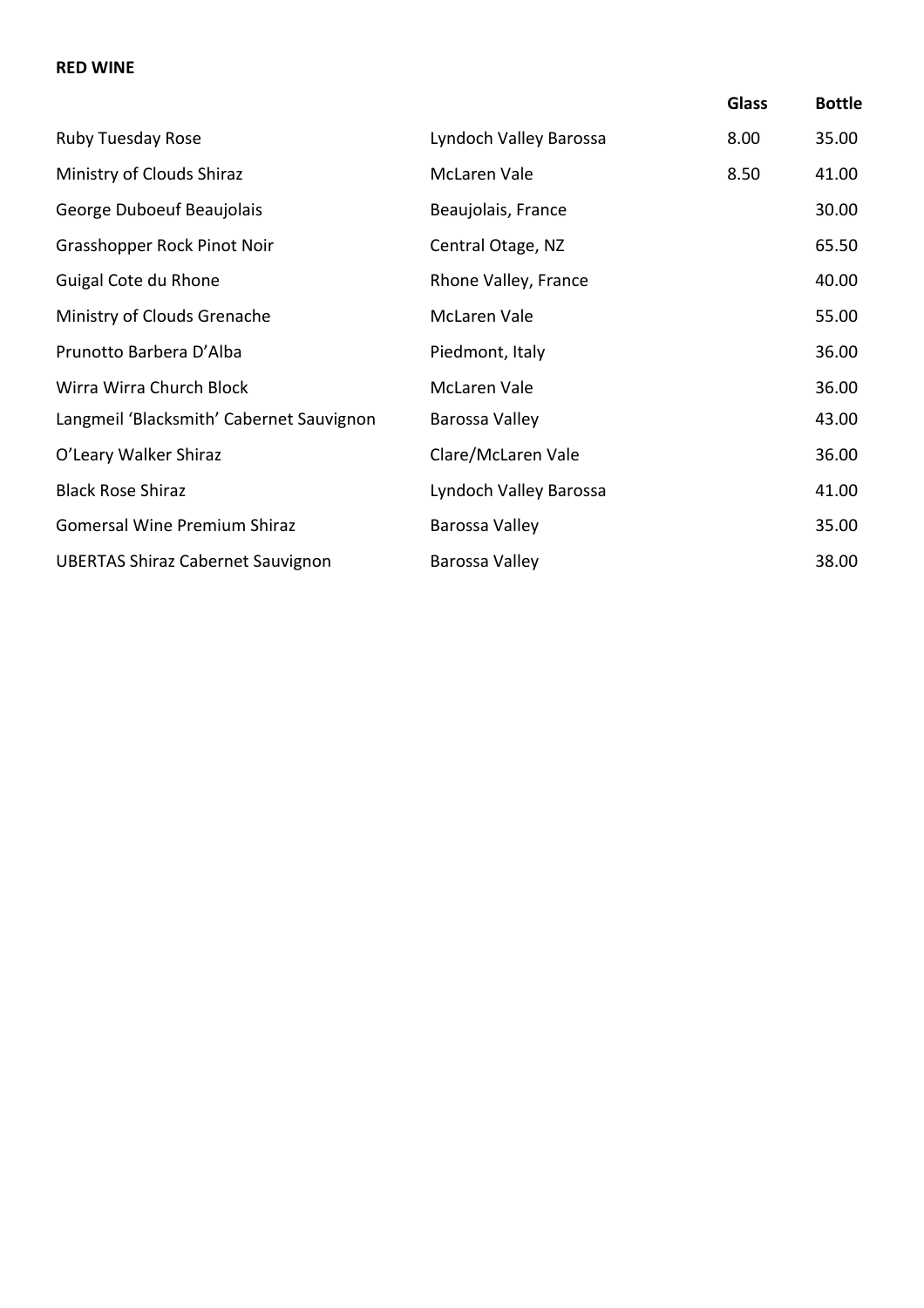**RED WINE**

| | | Glass | Bottle |
|---|---|---|---|
| Ruby Tuesday Rose | Lyndoch Valley Barossa | 8.00 | 35.00 |
| Ministry of Clouds Shiraz | McLaren Vale | 8.50 | 41.00 |
| George Duboeuf Beaujolais | Beaujolais, France | | 30.00 |
| Grasshopper Rock Pinot Noir | Central Otage, NZ | | 65.50 |
| Guigal Cote du Rhone | Rhone Valley, France | | 40.00 |
| Ministry of Clouds Grenache | McLaren Vale | | 55.00 |
| Prunotto Barbera D'Alba | Piedmont, Italy | | 36.00 |
| Wirra Wirra Church Block | McLaren Vale | | 36.00 |
| Langmeil 'Blacksmith' Cabernet Sauvignon | Barossa Valley | | 43.00 |
| O'Leary Walker Shiraz | Clare/McLaren Vale | | 36.00 |
| Black Rose Shiraz | Lyndoch Valley Barossa | | 41.00 |
| Gomersal Wine Premium Shiraz | Barossa Valley | | 35.00 |
| UBERTAS Shiraz Cabernet Sauvignon | Barossa Valley | | 38.00 |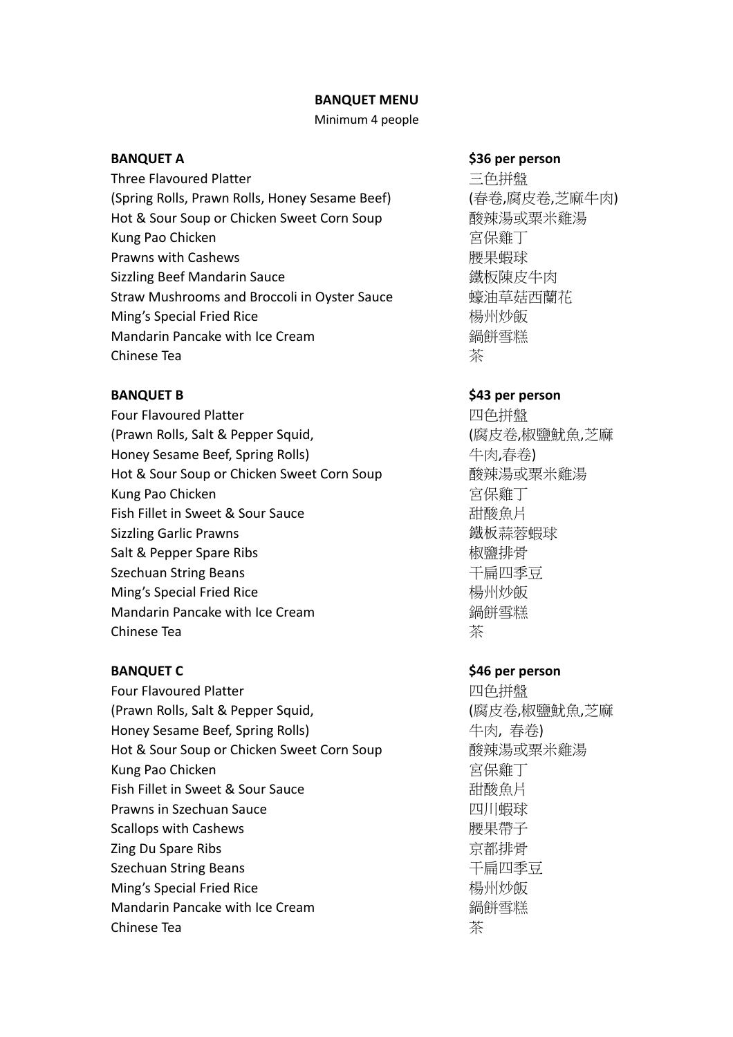**BANQUET MENU**

Minimum 4 people

| **BANQUET A** | **$36 per person** |
| --- | --- |
| Three Flavoured Platter | 三色拼盤 |
| (Spring Rolls, Prawn Rolls, Honey Sesame Beef) | (春卷,腐皮卷,芝麻牛肉) |
| Hot & Sour Soup or Chicken Sweet Corn Soup | 酸辣湯或粟米雞湯 |
| Kung Pao Chicken | 宮保雞丁 |
| Prawns with Cashews | 腰果蝦球 |
| Sizzling Beef Mandarin Sauce | 鐵板陳皮牛肉 |
| Straw Mushrooms and Broccoli in Oyster Sauce | 蠔油草菇西蘭花 |
| Ming's Special Fried Rice | 楊州炒飯 |
| Mandarin Pancake with Ice Cream | 鍋餅雪糕 |
| Chinese Tea | 茶 |

| **BANQUET B** | **$43 per person** |
| --- | --- |
| Four Flavoured Platter | 四色拼盤 |
| (Prawn Rolls, Salt & Pepper Squid, Honey Sesame Beef, Spring Rolls) | (腐皮卷,椒鹽魷魚,芝麻牛肉,春卷) |
| Hot & Sour Soup or Chicken Sweet Corn Soup | 酸辣湯或粟米雞湯 |
| Kung Pao Chicken | 宮保雞丁 |
| Fish Fillet in Sweet & Sour Sauce | 甜酸魚片 |
| Sizzling Garlic Prawns | 鐵板蒜蓉蝦球 |
| Salt & Pepper Spare Ribs | 椒鹽排骨 |
| Szechuan String Beans | 干扁四季豆 |
| Ming's Special Fried Rice | 楊州炒飯 |
| Mandarin Pancake with Ice Cream | 鍋餅雪糕 |
| Chinese Tea | 茶 |

| **BANQUET C** | **$46 per person** |
| --- | --- |
| Four Flavoured Platter | 四色拼盤 |
| (Prawn Rolls, Salt & Pepper Squid, Honey Sesame Beef, Spring Rolls) | (腐皮卷,椒鹽魷魚,芝麻牛肉, 春卷) |
| Hot & Sour Soup or Chicken Sweet Corn Soup | 酸辣湯或粟米雞湯 |
| Kung Pao Chicken | 宮保雞丁 |
| Fish Fillet in Sweet & Sour Sauce | 甜酸魚片 |
| Prawns in Szechuan Sauce | 四川蝦球 |
| Scallops with Cashews | 腰果帶子 |
| Zing Du Spare Ribs | 京都排骨 |
| Szechuan String Beans | 干扁四季豆 |
| Ming's Special Fried Rice | 楊州炒飯 |
| Mandarin Pancake with Ice Cream | 鍋餅雪糕 |
| Chinese Tea | 茶 |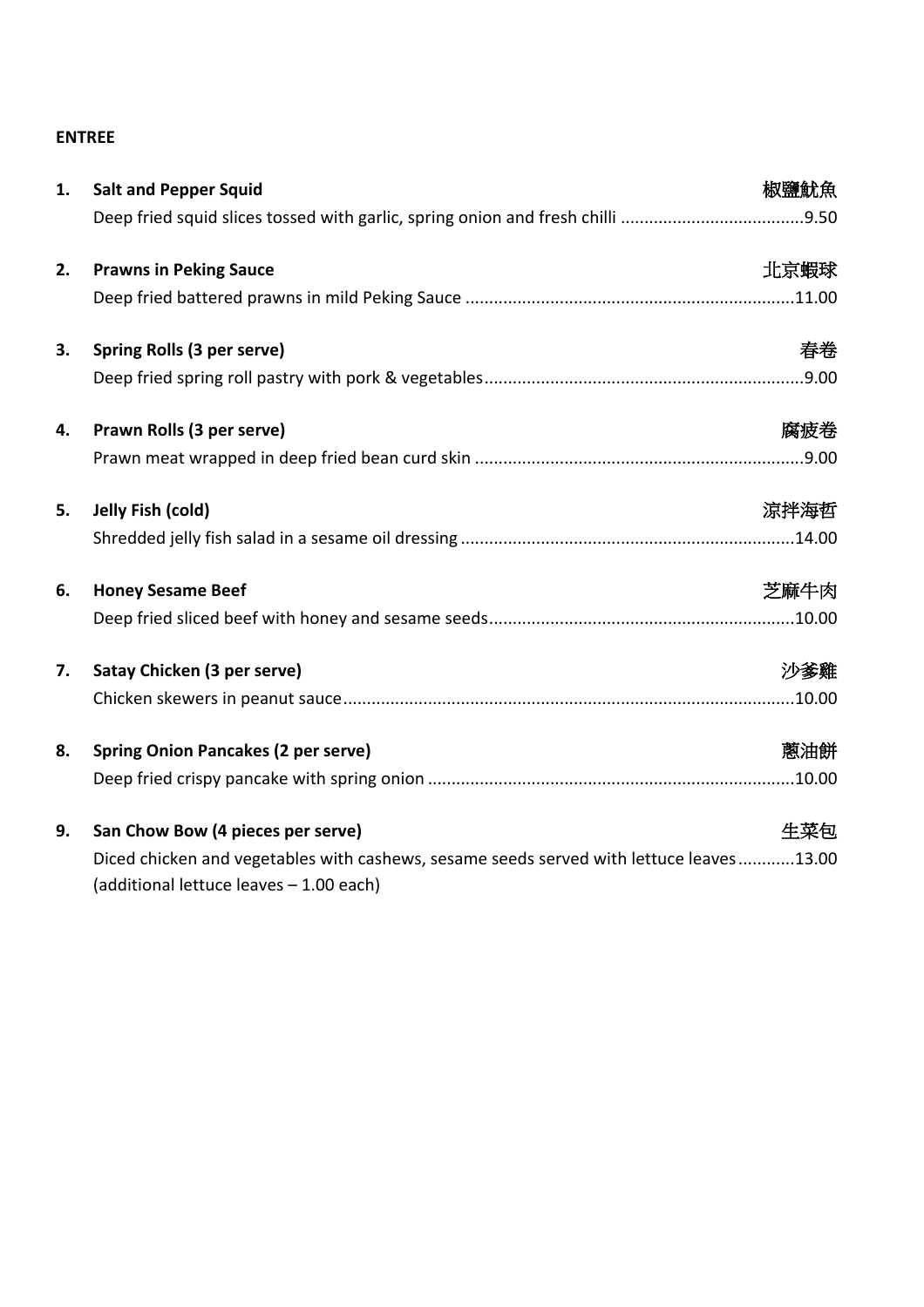**ENTREE**

1. **Salt and Pepper Squid** 椒鹽魷魚
   Deep fried squid slices tossed with garlic, spring onion and fresh chilli ......................................9.50

2. **Prawns in Peking Sauce** 北京蝦球
   Deep fried battered prawns in mild Peking Sauce ......................................................................11.00

3. **Spring Rolls (3 per serve)** 春卷
   Deep fried spring roll pastry with pork & vegetables....................................................................9.00

4. **Prawn Rolls (3 per serve)** 腐疲卷
   Prawn meat wrapped in deep fried bean curd skin ......................................................................9.00

5. **Jelly Fish (cold)** 涼拌海哲
   Shredded jelly fish salad in a sesame oil dressing .......................................................................14.00

6. **Honey Sesame Beef** 芝麻牛肉
   Deep fried sliced beef with honey and sesame seeds.................................................................10.00

7. **Satay Chicken (3 per serve)** 沙爹雞
   Chicken skewers in peanut sauce................................................................................................10.00

8. **Spring Onion Pancakes (2 per serve)** 蔥油餅
   Deep fried crispy pancake with spring onion ..............................................................................10.00

9. **San Chow Bow (4 pieces per serve)** 生菜包
   Diced chicken and vegetables with cashews, sesame seeds served with lettuce leaves............13.00
   (additional lettuce leaves – 1.00 each)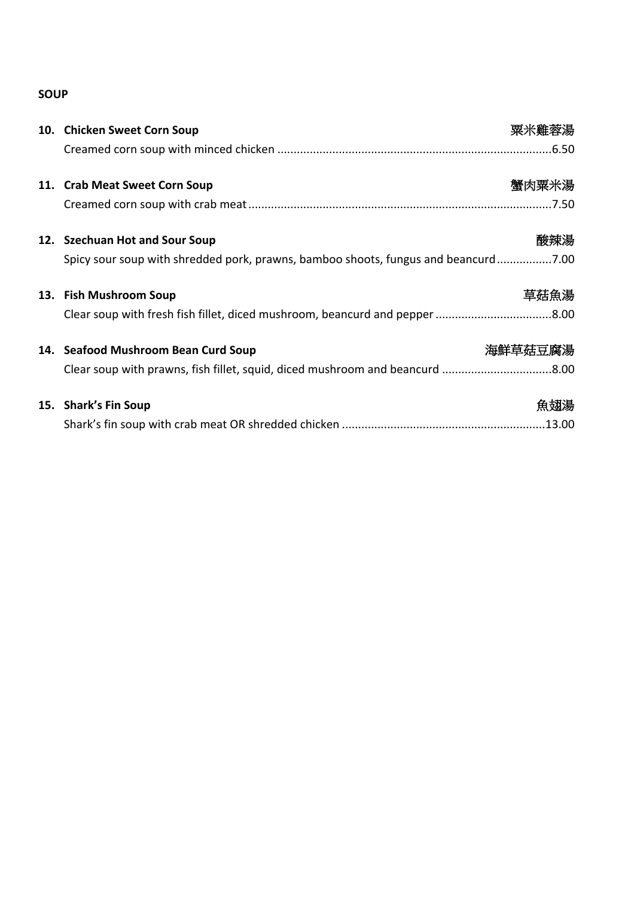**SOUP**

**10. Chicken Sweet Corn Soup** 粟米雞蓉湯
Creamed corn soup with minced chicken ....................................................................................6.50

**11. Crab Meat Sweet Corn Soup** 蟹肉粟米湯
Creamed corn soup with crab meat .............................................................................................7.50

**12. Szechuan Hot and Sour Soup** 酸辣湯
Spicy sour soup with shredded pork, prawns, bamboo shoots, fungus and beancurd.................7.00

**13. Fish Mushroom Soup** 草菇魚湯
Clear soup with fresh fish fillet, diced mushroom, beancurd and pepper ...................................8.00

**14. Seafood Mushroom Bean Curd Soup** 海鮮草菇豆腐湯
Clear soup with prawns, fish fillet, squid, diced mushroom and beancurd .................................8.00

**15. Shark's Fin Soup** 魚翅湯
Shark's fin soup with crab meat OR shredded chicken ..............................................................13.00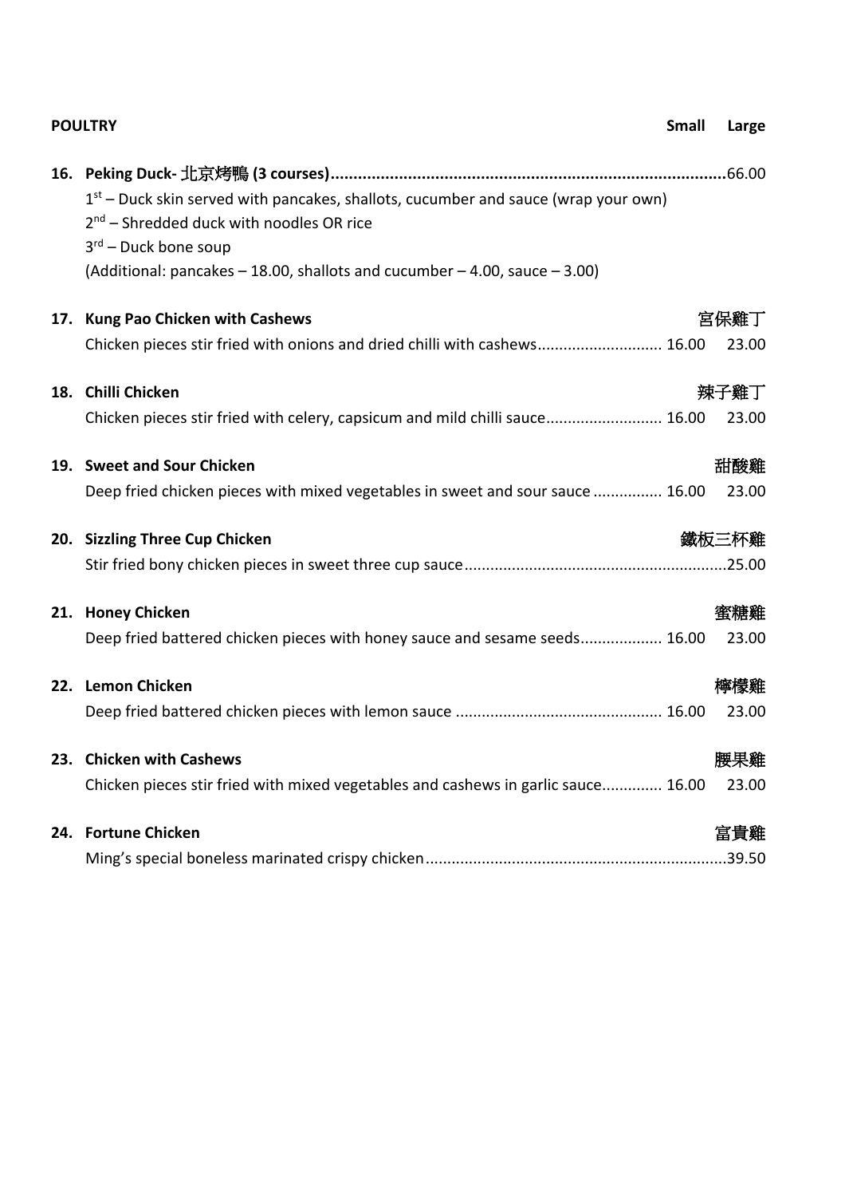## POULTRY

| | | Small | Large |
|---|---|---|---|
| **16.** | **Peking Duck- 北京烤鴨 (3 courses)** | | 66.00 |
| | 1st – Duck skin served with pancakes, shallots, cucumber and sauce (wrap your own)<br>2nd – Shredded duck with noodles OR rice<br>3rd – Duck bone soup<br>(Additional: pancakes – 18.00, shallots and cucumber – 4.00, sauce – 3.00) | | |
| **17.** | **Kung Pao Chicken with Cashews** 宮保雞丁<br>Chicken pieces stir fried with onions and dried chilli with cashews | 16.00 | 23.00 |
| **18.** | **Chilli Chicken** 辣子雞丁<br>Chicken pieces stir fried with celery, capsicum and mild chilli sauce | 16.00 | 23.00 |
| **19.** | **Sweet and Sour Chicken** 甜酸雞<br>Deep fried chicken pieces with mixed vegetables in sweet and sour sauce | 16.00 | 23.00 |
| **20.** | **Sizzling Three Cup Chicken** 鐵板三杯雞<br>Stir fried bony chicken pieces in sweet three cup sauce | | 25.00 |
| **21.** | **Honey Chicken** 蜜糖雞<br>Deep fried battered chicken pieces with honey sauce and sesame seeds | 16.00 | 23.00 |
| **22.** | **Lemon Chicken** 檸檬雞<br>Deep fried battered chicken pieces with lemon sauce | 16.00 | 23.00 |
| **23.** | **Chicken with Cashews** 腰果雞<br>Chicken pieces stir fried with mixed vegetables and cashews in garlic sauce | 16.00 | 23.00 |
| **24.** | **Fortune Chicken** 富貴雞<br>Ming's special boneless marinated crispy chicken | | 39.50 |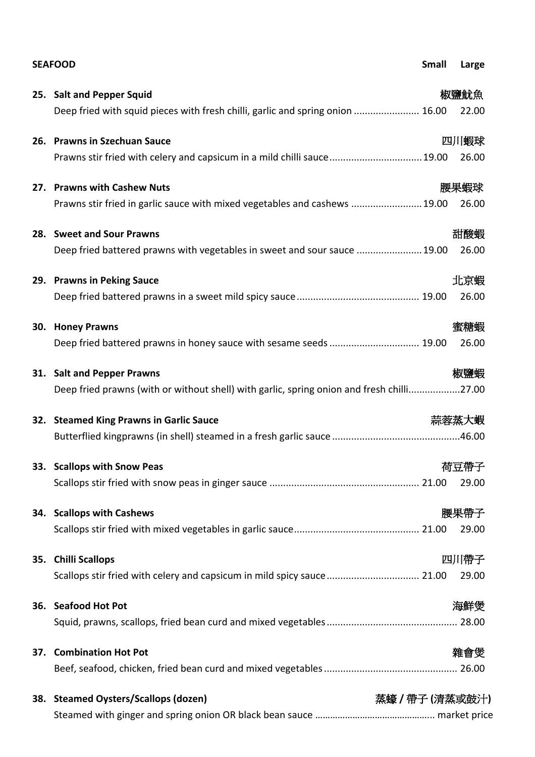| SEAFOOD | | Small | Large |
|---|---|---|---|
| **25. Salt and Pepper Squid** | 椒鹽魷魚 | | |
| Deep fried with squid pieces with fresh chilli, garlic and spring onion | | 16.00 | 22.00 |
| **26. Prawns in Szechuan Sauce** | 四川蝦球 | | |
| Prawns stir fried with celery and capsicum in a mild chilli sauce | | 19.00 | 26.00 |
| **27. Prawns with Cashew Nuts** | 腰果蝦球 | | |
| Prawns stir fried in garlic sauce with mixed vegetables and cashews | | 19.00 | 26.00 |
| **28. Sweet and Sour Prawns** | 甜酸蝦 | | |
| Deep fried battered prawns with vegetables in sweet and sour sauce | | 19.00 | 26.00 |
| **29. Prawns in Peking Sauce** | 北京蝦 | | |
| Deep fried battered prawns in a sweet mild spicy sauce | | 19.00 | 26.00 |
| **30. Honey Prawns** | 蜜糖蝦 | | |
| Deep fried battered prawns in honey sauce with sesame seeds | | 19.00 | 26.00 |
| **31. Salt and Pepper Prawns** | 椒鹽蝦 | | |
| Deep fried prawns (with or without shell) with garlic, spring onion and fresh chilli | | | 27.00 |
| **32. Steamed King Prawns in Garlic Sauce** | 蒜蓉蒸大蝦 | | |
| Butterflied kingprawns (in shell) steamed in a fresh garlic sauce | | | 46.00 |
| **33. Scallops with Snow Peas** | 荷豆帶子 | | |
| Scallops stir fried with snow peas in ginger sauce | | 21.00 | 29.00 |
| **34. Scallops with Cashews** | 腰果帶子 | | |
| Scallops stir fried with mixed vegetables in garlic sauce | | 21.00 | 29.00 |
| **35. Chilli Scallops** | 四川帶子 | | |
| Scallops stir fried with celery and capsicum in mild spicy sauce | | 21.00 | 29.00 |
| **36. Seafood Hot Pot** | 海鮮煲 | | |
| Squid, prawns, scallops, fried bean curd and mixed vegetables | | | 28.00 |
| **37. Combination Hot Pot** | 雜會煲 | | |
| Beef, seafood, chicken, fried bean curd and mixed vegetables | | | 26.00 |
| **38. Steamed Oysters/Scallops (dozen)** | 蒸蠔 / 帶子 (清蒸或豉汁) | | |
| Steamed with ginger and spring onion OR black bean sauce | | | market price |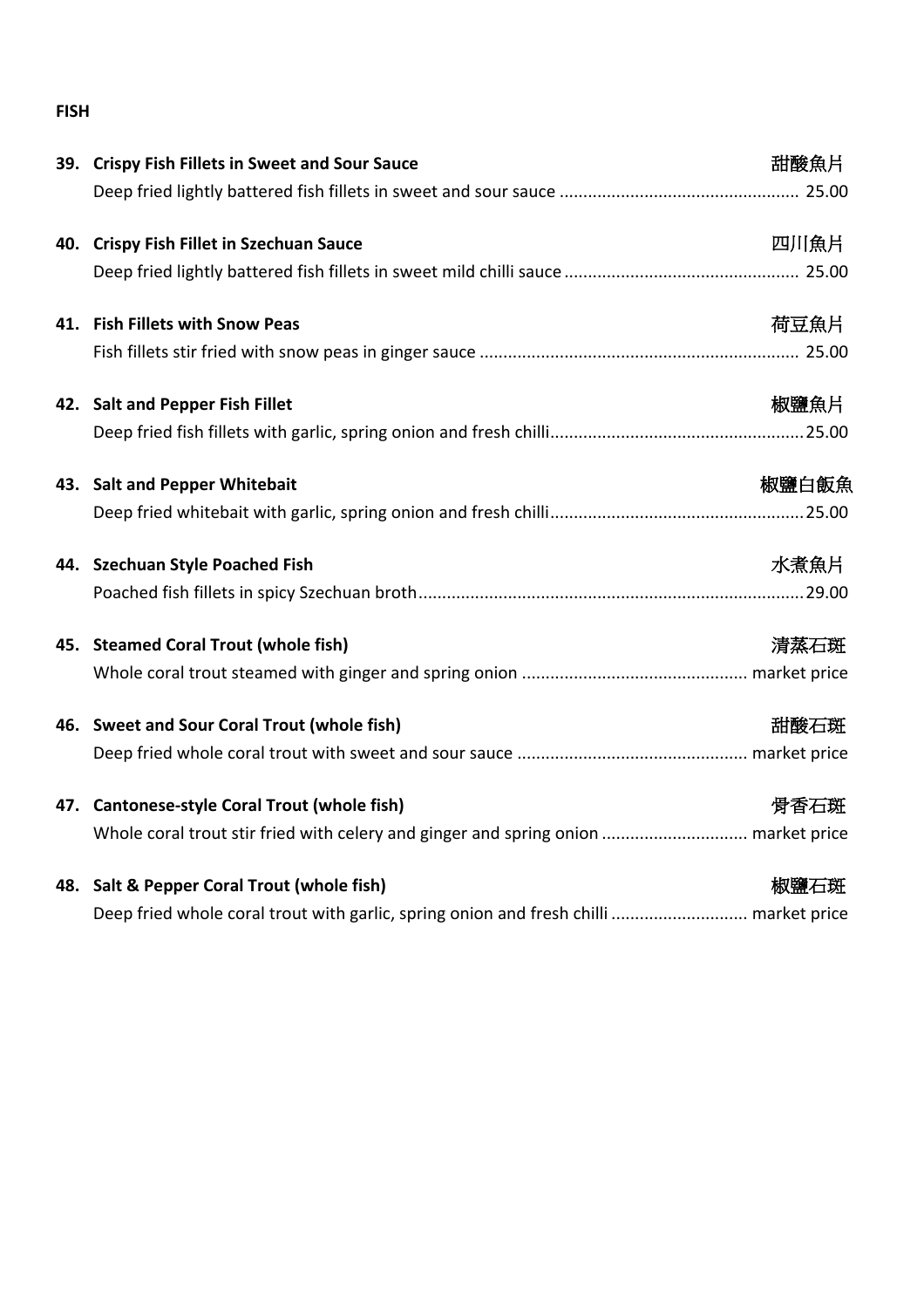**FISH**

**39. Crispy Fish Fillets in Sweet and Sour Sauce** 甜酸魚片
Deep fried lightly battered fish fillets in sweet and sour sauce .................................................. 25.00

**40. Crispy Fish Fillet in Szechuan Sauce** 四川魚片
Deep fried lightly battered fish fillets in sweet mild chilli sauce ................................................ 25.00

**41. Fish Fillets with Snow Peas** 荷豆魚片
Fish fillets stir fried with snow peas in ginger sauce ................................................................... 25.00

**42. Salt and Pepper Fish Fillet** 椒鹽魚片
Deep fried fish fillets with garlic, spring onion and fresh chilli..................................................... 25.00

**43. Salt and Pepper Whitebait** 椒鹽白飯魚
Deep fried whitebait with garlic, spring onion and fresh chilli...................................................... 25.00

**44. Szechuan Style Poached Fish** 水煮魚片
Poached fish fillets in spicy Szechuan broth................................................................................. 29.00

**45. Steamed Coral Trout (whole fish)** 清蒸石斑
Whole coral trout steamed with ginger and spring onion ................................................ market price

**46. Sweet and Sour Coral Trout (whole fish)** 甜酸石斑
Deep fried whole coral trout with sweet and sour sauce ................................................ market price

**47. Cantonese-style Coral Trout (whole fish)** 骨香石斑
Whole coral trout stir fried with celery and ginger and spring onion .............................. market price

**48. Salt & Pepper Coral Trout (whole fish)** 椒鹽石斑
Deep fried whole coral trout with garlic, spring onion and fresh chilli ............................ market price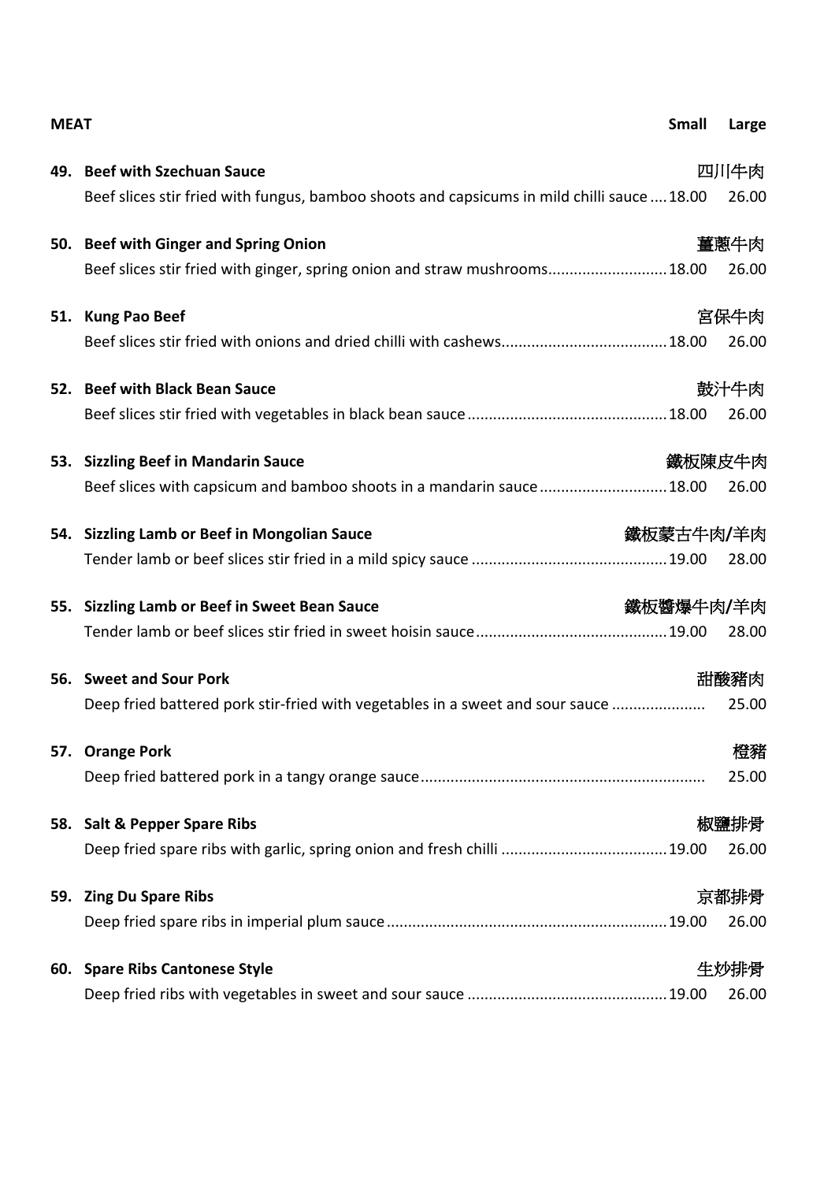## MEAT

| | Small | Large |
|---|---|---|
| **49. Beef with Szechuan Sauce** 四川牛肉 | | |
| Beef slices stir fried with fungus, bamboo shoots and capsicums in mild chilli sauce | 18.00 | 26.00 |
| **50. Beef with Ginger and Spring Onion** 薑蔥牛肉 | | |
| Beef slices stir fried with ginger, spring onion and straw mushrooms | 18.00 | 26.00 |
| **51. Kung Pao Beef** 宮保牛肉 | | |
| Beef slices stir fried with onions and dried chilli with cashews | 18.00 | 26.00 |
| **52. Beef with Black Bean Sauce** 鼓汁牛肉 | | |
| Beef slices stir fried with vegetables in black bean sauce | 18.00 | 26.00 |
| **53. Sizzling Beef in Mandarin Sauce** 鐵板陳皮牛肉 | | |
| Beef slices with capsicum and bamboo shoots in a mandarin sauce | 18.00 | 26.00 |
| **54. Sizzling Lamb or Beef in Mongolian Sauce** 鐵板蒙古牛肉/羊肉 | | |
| Tender lamb or beef slices stir fried in a mild spicy sauce | 19.00 | 28.00 |
| **55. Sizzling Lamb or Beef in Sweet Bean Sauce** 鐵板醬爆牛肉/羊肉 | | |
| Tender lamb or beef slices stir fried in sweet hoisin sauce | 19.00 | 28.00 |
| **56. Sweet and Sour Pork** 甜酸豬肉 | | |
| Deep fried battered pork stir-fried with vegetables in a sweet and sour sauce | | 25.00 |
| **57. Orange Pork** 橙豬 | | |
| Deep fried battered pork in a tangy orange sauce | | 25.00 |
| **58. Salt & Pepper Spare Ribs** 椒鹽排骨 | | |
| Deep fried spare ribs with garlic, spring onion and fresh chilli | 19.00 | 26.00 |
| **59. Zing Du Spare Ribs** 京都排骨 | | |
| Deep fried spare ribs in imperial plum sauce | 19.00 | 26.00 |
| **60. Spare Ribs Cantonese Style** 生炒排骨 | | |
| Deep fried ribs with vegetables in sweet and sour sauce | 19.00 | 26.00 |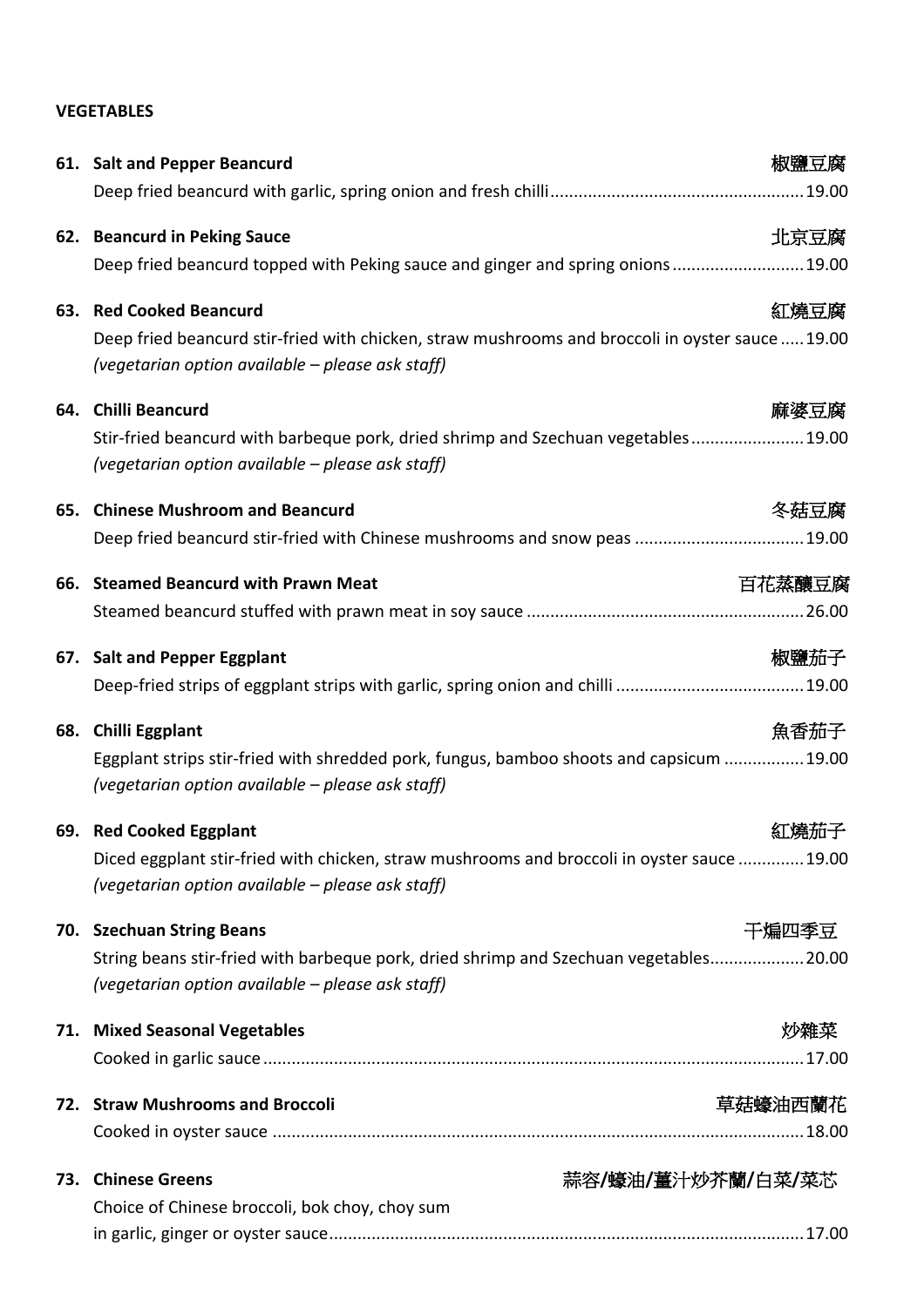**VEGETABLES**

**61. Salt and Pepper Beancurd** 椒鹽豆腐
Deep fried beancurd with garlic, spring onion and fresh chilli ...................................................... 19.00

**62. Beancurd in Peking Sauce** 北京豆腐
Deep fried beancurd topped with Peking sauce and ginger and spring onions ........................... 19.00

**63. Red Cooked Beancurd** 紅燒豆腐
Deep fried beancurd stir-fried with chicken, straw mushrooms and broccoli in oyster sauce ..... 19.00
*(vegetarian option available – please ask staff)*

**64. Chilli Beancurd** 麻婆豆腐
Stir-fried beancurd with barbeque pork, dried shrimp and Szechuan vegetables ....................... 19.00
*(vegetarian option available – please ask staff)*

**65. Chinese Mushroom and Beancurd** 冬菇豆腐
Deep fried beancurd stir-fried with Chinese mushrooms and snow peas ................................... 19.00

**66. Steamed Beancurd with Prawn Meat** 百花蒸釀豆腐
Steamed beancurd stuffed with prawn meat in soy sauce .......................................................... 26.00

**67. Salt and Pepper Eggplant** 椒鹽茄子
Deep-fried strips of eggplant strips with garlic, spring onion and chilli ....................................... 19.00

**68. Chilli Eggplant** 魚香茄子
Eggplant strips stir-fried with shredded pork, fungus, bamboo shoots and capsicum ................ 19.00
*(vegetarian option available – please ask staff)*

**69. Red Cooked Eggplant** 紅燒茄子
Diced eggplant stir-fried with chicken, straw mushrooms and broccoli in oyster sauce ............. 19.00
*(vegetarian option available – please ask staff)*

**70. Szechuan String Beans** 干煸四季豆
String beans stir-fried with barbeque pork, dried shrimp and Szechuan vegetables.................... 20.00
*(vegetarian option available – please ask staff)*

**71. Mixed Seasonal Vegetables** 炒雜菜
Cooked in garlic sauce ................................................................................................................. 17.00

**72. Straw Mushrooms and Broccoli** 草菇蠔油西蘭花
Cooked in oyster sauce ............................................................................................................... 18.00

**73. Chinese Greens** 蒜容/蠔油/薑汁炒芥蘭/白菜/菜芯
Choice of Chinese broccoli, bok choy, choy sum
in garlic, ginger or oyster sauce ................................................................................................... 17.00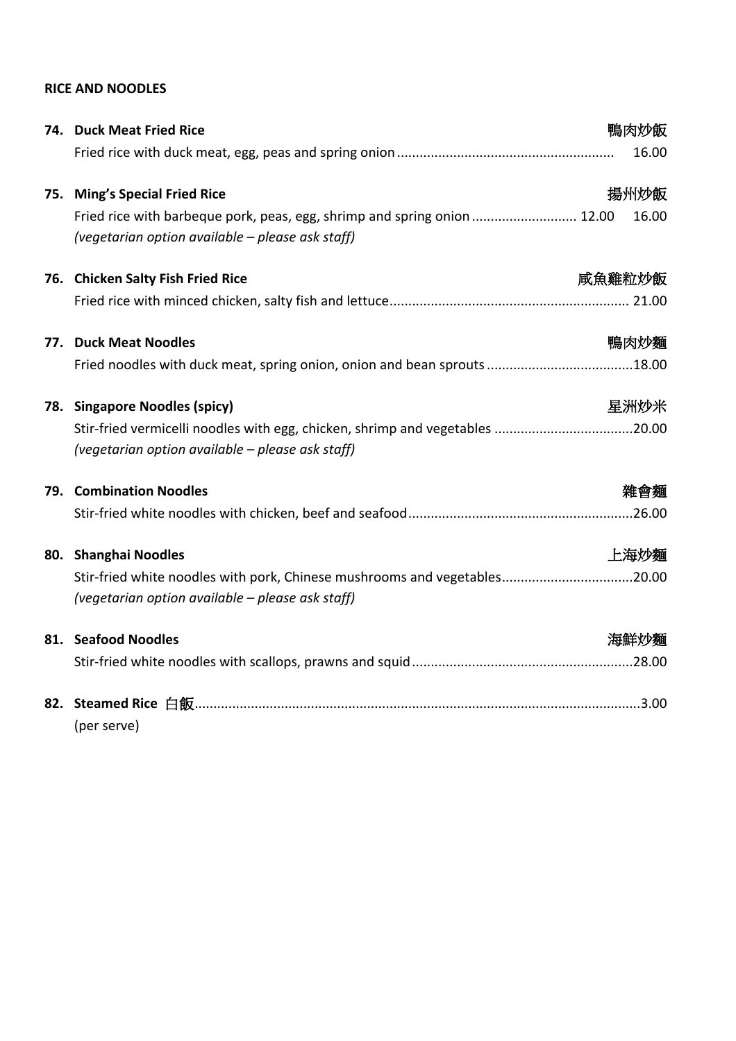## RICE AND NOODLES

**74. Duck Meat Fried Rice** 鴨肉炒飯

Fried rice with duck meat, egg, peas and spring onion .......................................................... 16.00

**75. Ming's Special Fried Rice** 揚州炒飯

Fried rice with barbeque pork, peas, egg, shrimp and spring onion ........................... 12.00 16.00

*(vegetarian option available – please ask staff)*

**76. Chicken Salty Fish Fried Rice** 咸魚雞粒炒飯

Fried rice with minced chicken, salty fish and lettuce............................................................... 21.00

**77. Duck Meat Noodles** 鴨肉炒麵

Fried noodles with duck meat, spring onion, onion and bean sprouts ......................................18.00

**78. Singapore Noodles (spicy)** 星洲炒米

Stir-fried vermicelli noodles with egg, chicken, shrimp and vegetables ....................................20.00

*(vegetarian option available – please ask staff)*

**79. Combination Noodles** 雜會麵

Stir-fried white noodles with chicken, beef and seafood...........................................................26.00

**80. Shanghai Noodles** 上海炒麵

Stir-fried white noodles with pork, Chinese mushrooms and vegetables..................................20.00

*(vegetarian option available – please ask staff)*

**81. Seafood Noodles** 海鮮炒麵

Stir-fried white noodles with scallops, prawns and squid..........................................................28.00

**82. Steamed Rice** 白飯......................................................................................................................3.00

(per serve)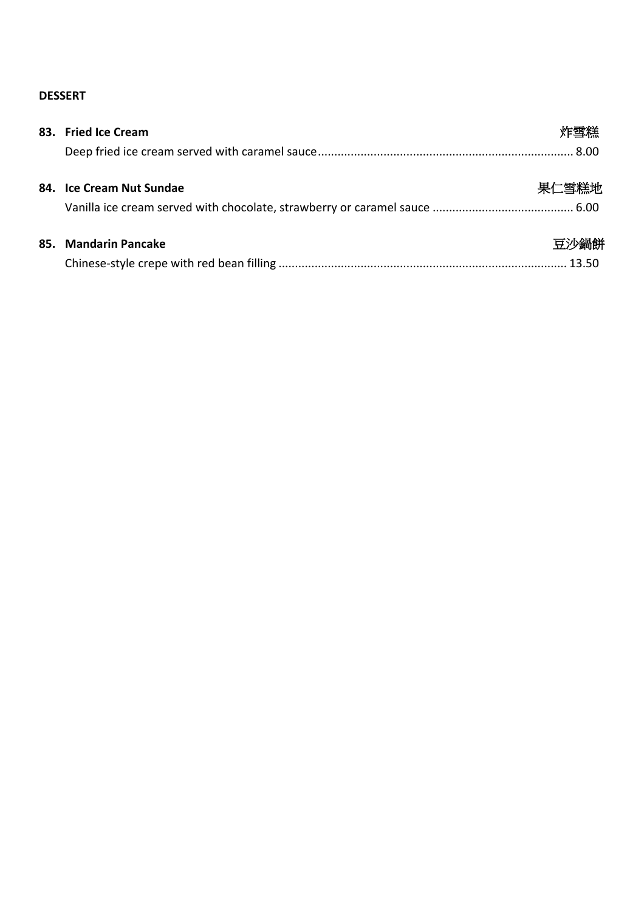**DESSERT**

**83. Fried Ice Cream** 炸雪糕

Deep fried ice cream served with caramel sauce............................................................................ 8.00

**84. Ice Cream Nut Sundae** 果仁雪糕地

Vanilla ice cream served with chocolate, strawberry or caramel sauce .......................................... 6.00

**85. Mandarin Pancake** 豆沙鍋餅

Chinese-style crepe with red bean filling ....................................................................................... 13.50